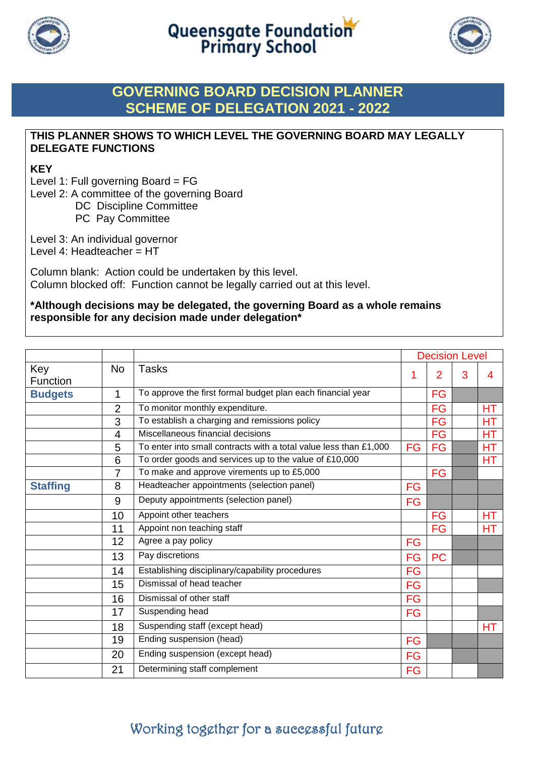# Queensgate Foundation Primary School

## GOVERNING BOARD DECISION PLANNER
## SCHEME OF DELEGATION 2021 - 2022

**THIS PLANNER SHOWS TO WHICH LEVEL THE GOVERNING BOARD MAY LEGALLY DELEGATE FUNCTIONS**

**KEY**

Level 1: Full governing Board = FG
Level 2: A committee of the governing Board
DC Discipline Committee
PC Pay Committee

Level 3: An individual governor
Level 4: Headteacher = HT

Column blank: Action could be undertaken by this level.
Column blocked off: Function cannot be legally carried out at this level.

**\*Although decisions may be delegated, the governing Board as a whole remains responsible for any decision made under delegation\***

| Key Function | No | Tasks | Decision Level | | | |
|---|---|---|---|---|---|---|
| | | | 1 | 2 | 3 | 4 |
| **Budgets** | 1 | To approve the first formal budget plan each financial year | | FG | | |
| | 2 | To monitor monthly expenditure. | | FG | | HT |
| | 3 | To establish a charging and remissions policy | | FG | | HT |
| | 4 | Miscellaneous financial decisions | | FG | | HT |
| | 5 | To enter into small contracts with a total value less than £1,000 | FG | FG | | HT |
| | 6 | To order goods and services up to the value of £10,000 | | | | HT |
| | 7 | To make and approve virements up to £5,000 | | FG | | |
| **Staffing** | 8 | Headteacher appointments (selection panel) | FG | | | |
| | 9 | Deputy appointments (selection panel) | FG | | | |
| | 10 | Appoint other teachers | | FG | | HT |
| | 11 | Appoint non teaching staff | | FG | | HT |
| | 12 | Agree a pay policy | FG | | | |
| | 13 | Pay discretions | FG | PC | | |
| | 14 | Establishing disciplinary/capability procedures | FG | | | |
| | 15 | Dismissal of head teacher | FG | | | |
| | 16 | Dismissal of other staff | FG | | | |
| | 17 | Suspending head | FG | | | |
| | 18 | Suspending staff (except head) | | | | HT |
| | 19 | Ending suspension (head) | FG | | | |
| | 20 | Ending suspension (except head) | FG | | | |
| | 21 | Determining staff complement | FG | | | |

Working together for a successful future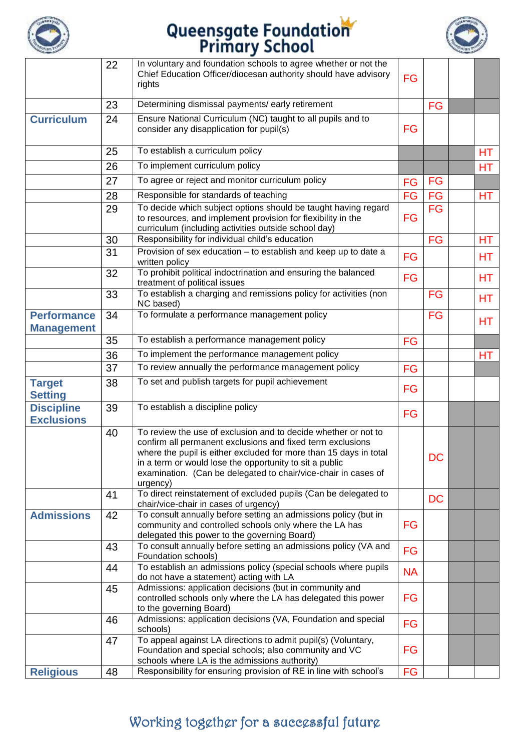| | | | | | | |
|---|---|---|---|---|---|---|
| | 22 | In voluntary and foundation schools to agree whether or not the Chief Education Officer/diocesan authority should have advisory rights | FG | | | |
| | 23 | Determining dismissal payments/ early retirement | | FG | | |
| **Curriculum** | 24 | Ensure National Curriculum (NC) taught to all pupils and to consider any disapplication for pupil(s) | FG | | | |
| | 25 | To establish a curriculum policy | | | | HT |
| | 26 | To implement curriculum policy | | | | HT |
| | 27 | To agree or reject and monitor curriculum policy | FG | FG | | |
| | 28 | Responsible for standards of teaching | FG | FG | | HT |
| | 29 | To decide which subject options should be taught having regard to resources, and implement provision for flexibility in the curriculum (including activities outside school day) | FG | FG | | |
| | 30 | Responsibility for individual child's education | | FG | | HT |
| | 31 | Provision of sex education – to establish and keep up to date a written policy | FG | | | HT |
| | 32 | To prohibit political indoctrination and ensuring the balanced treatment of political issues | FG | | | HT |
| | 33 | To establish a charging and remissions policy for activities (non NC based) | | FG | | HT |
| **Performance Management** | 34 | To formulate a performance management policy | | FG | | HT |
| | 35 | To establish a performance management policy | FG | | | |
| | 36 | To implement the performance management policy | | | | HT |
| | 37 | To review annually the performance management policy | FG | | | |
| **Target Setting** | 38 | To set and publish targets for pupil achievement | FG | | | |
| **Discipline Exclusions** | 39 | To establish a discipline policy | FG | | | |
| | 40 | To review the use of exclusion and to decide whether or not to confirm all permanent exclusions and fixed term exclusions where the pupil is either excluded for more than 15 days in total in a term or would lose the opportunity to sit a public examination. (Can be delegated to chair/vice-chair in cases of urgency) | | DC | | |
| | 41 | To direct reinstatement of excluded pupils (Can be delegated to chair/vice-chair in cases of urgency) | | DC | | |
| **Admissions** | 42 | To consult annually before setting an admissions policy (but in community and controlled schools only where the LA has delegated this power to the governing Board) | FG | | | |
| | 43 | To consult annually before setting an admissions policy (VA and Foundation schools) | FG | | | |
| | 44 | To establish an admissions policy (special schools where pupils do not have a statement) acting with LA | NA | | | |
| | 45 | Admissions: application decisions (but in community and controlled schools only where the LA has delegated this power to the governing Board) | FG | | | |
| | 46 | Admissions: application decisions (VA, Foundation and special schools) | FG | | | |
| | 47 | To appeal against LA directions to admit pupil(s) (Voluntary, Foundation and special schools; also community and VC schools where LA is the admissions authority) | FG | | | |
| **Religious** | 48 | Responsibility for ensuring provision of RE in line with school's | FG | | | |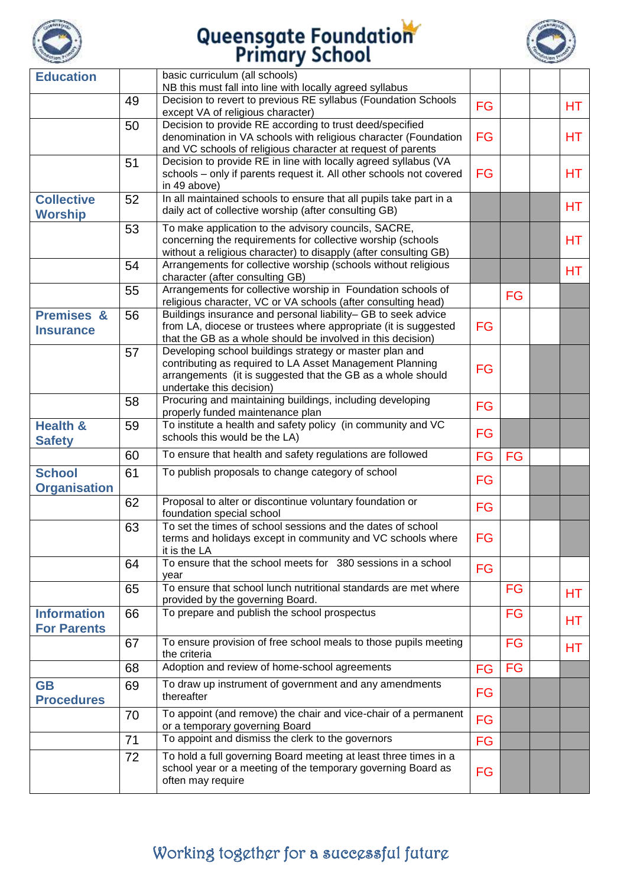| | | | | | | |
|---|---|---|---|---|---|---|
| **Education** | | basic curriculum (all schools)<br>NB this must fall into line with locally agreed syllabus | | | | |
| | 49 | Decision to revert to previous RE syllabus (Foundation Schools except VA of religious character) | FG | | | HT |
| | 50 | Decision to provide RE according to trust deed/specified denomination in VA schools with religious character (Foundation and VC schools of religious character at request of parents | FG | | | HT |
| | 51 | Decision to provide RE in line with locally agreed syllabus (VA schools – only if parents request it. All other schools not covered in 49 above) | FG | | | HT |
| **Collective Worship** | 52 | In all maintained schools to ensure that all pupils take part in a daily act of collective worship (after consulting GB) | | | | HT |
| | 53 | To make application to the advisory councils, SACRE, concerning the requirements for collective worship (schools without a religious character) to disapply (after consulting GB) | | | | HT |
| | 54 | Arrangements for collective worship (schools without religious character (after consulting GB) | | | | HT |
| | 55 | Arrangements for collective worship in Foundation schools of religious character, VC or VA schools (after consulting head) | | FG | | |
| **Premises & Insurance** | 56 | Buildings insurance and personal liability– GB to seek advice from LA, diocese or trustees where appropriate (it is suggested that the GB as a whole should be involved in this decision) | FG | | | |
| | 57 | Developing school buildings strategy or master plan and contributing as required to LA Asset Management Planning arrangements (it is suggested that the GB as a whole should undertake this decision) | FG | | | |
| | 58 | Procuring and maintaining buildings, including developing properly funded maintenance plan | FG | | | |
| **Health & Safety** | 59 | To institute a health and safety policy (in community and VC schools this would be the LA) | FG | | | |
| | 60 | To ensure that health and safety regulations are followed | FG | FG | | |
| **School Organisation** | 61 | To publish proposals to change category of school | FG | | | |
| | 62 | Proposal to alter or discontinue voluntary foundation or foundation special school | FG | | | |
| | 63 | To set the times of school sessions and the dates of school terms and holidays except in community and VC schools where it is the LA | FG | | | |
| | 64 | To ensure that the school meets for 380 sessions in a school year | FG | | | |
| | 65 | To ensure that school lunch nutritional standards are met where provided by the governing Board. | | FG | | HT |
| **Information For Parents** | 66 | To prepare and publish the school prospectus | | FG | | HT |
| | 67 | To ensure provision of free school meals to those pupils meeting the criteria | | FG | | HT |
| | 68 | Adoption and review of home-school agreements | FG | FG | | |
| **GB Procedures** | 69 | To draw up instrument of government and any amendments thereafter | FG | | | |
| | 70 | To appoint (and remove) the chair and vice-chair of a permanent or a temporary governing Board | FG | | | |
| | 71 | To appoint and dismiss the clerk to the governors | FG | | | |
| | 72 | To hold a full governing Board meeting at least three times in a school year or a meeting of the temporary governing Board as often may require | FG | | | |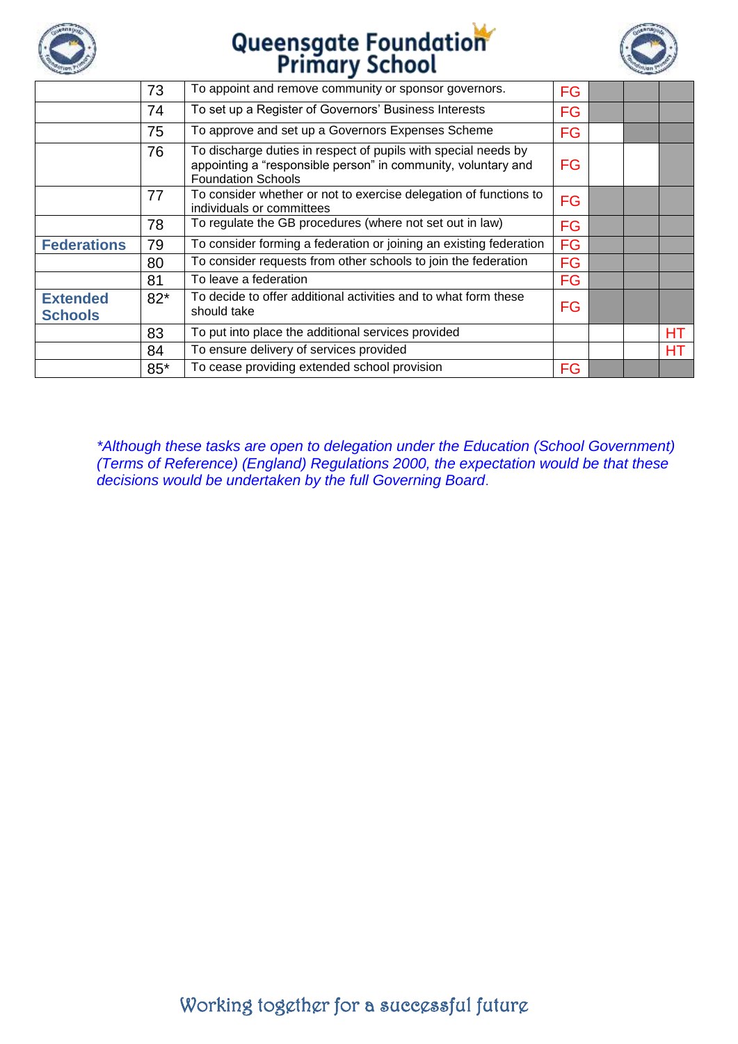| | | | | | | |
|---|---|---|---|---|---|---|
| | 73 | To appoint and remove community or sponsor governors. | FG | | | |
| | 74 | To set up a Register of Governors' Business Interests | FG | | | |
| | 75 | To approve and set up a Governors Expenses Scheme | FG | | | |
| | 76 | To discharge duties in respect of pupils with special needs by appointing a "responsible person" in community, voluntary and Foundation Schools | FG | | | |
| | 77 | To consider whether or not to exercise delegation of functions to individuals or committees | FG | | | |
| | 78 | To regulate the GB procedures (where not set out in law) | FG | | | |
| **Federations** | 79 | To consider forming a federation or joining an existing federation | FG | | | |
| | 80 | To consider requests from other schools to join the federation | FG | | | |
| | 81 | To leave a federation | FG | | | |
| **Extended Schools** | 82* | To decide to offer additional activities and to what form these should take | FG | | | |
| | 83 | To put into place the additional services provided | | | | HT |
| | 84 | To ensure delivery of services provided | | | | HT |
| | 85* | To cease providing extended school provision | FG | | | |

*\*Although these tasks are open to delegation under the Education (School Government) (Terms of Reference) (England) Regulations 2000, the expectation would be that these decisions would be undertaken by the full Governing Board.*